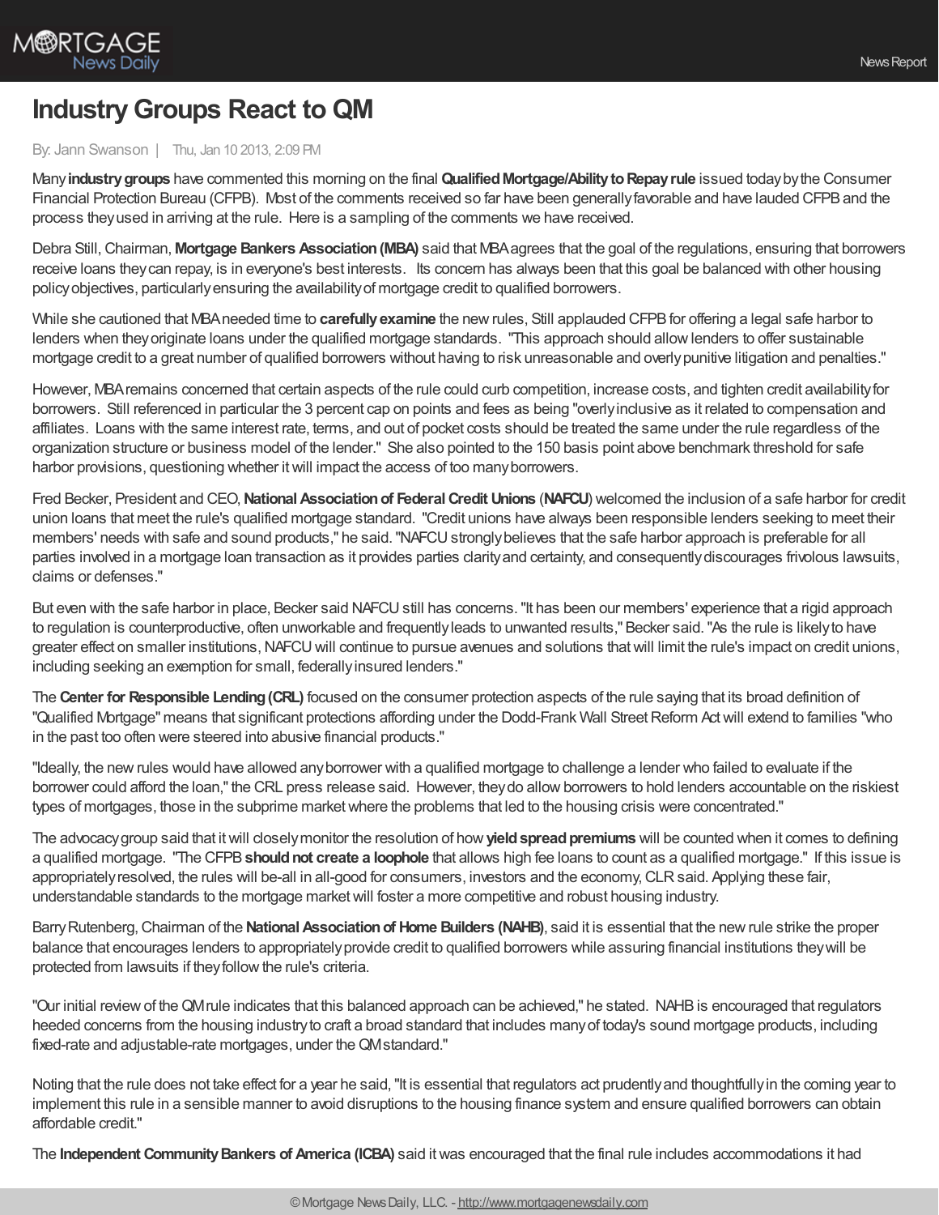# Industry Groups React to QM

By: Jann Swanson | Thu, Jan 10 2013, 2:09 PM

Many **industry groups** have commented this morning on the final **Qualified Mortgage/Ability to Repay rule** issued today by the Consumer Financial Protection Bureau (CFPB). Most of the comments received so far have been generally favorable and have lauded CFPB and the process they used in arriving at the rule. Here is a sampling of the comments we have received.

Debra Still, Chairman, **Mortgage Bankers Association (MBA)** said that MBA agrees that the goal of the regulations, ensuring that borrowers receive loans they can repay, is in everyone's best interests. Its concern has always been that this goal be balanced with other housing policy objectives, particularly ensuring the availability of mortgage credit to qualified borrowers.

While she cautioned that MBA needed time to **carefully examine** the new rules, Still applauded CFPB for offering a legal safe harbor to lenders when they originate loans under the qualified mortgage standards. "This approach should allow lenders to offer sustainable mortgage credit to a great number of qualified borrowers without having to risk unreasonable and overly punitive litigation and penalties."

However, MBA remains concerned that certain aspects of the rule could curb competition, increase costs, and tighten credit availability for borrowers. Still referenced in particular the 3 percent cap on points and fees as being "overly inclusive as it related to compensation and affiliates. Loans with the same interest rate, terms, and out of pocket costs should be treated the same under the rule regardless of the organization structure or business model of the lender." She also pointed to the 150 basis point above benchmark threshold for safe harbor provisions, questioning whether it will impact the access of too many borrowers.

Fred Becker, President and CEO, **National Association of Federal Credit Unions** (**NAFCU**) welcomed the inclusion of a safe harbor for credit union loans that meet the rule's qualified mortgage standard. "Credit unions have always been responsible lenders seeking to meet their members' needs with safe and sound products," he said. "NAFCU strongly believes that the safe harbor approach is preferable for all parties involved in a mortgage loan transaction as it provides parties clarity and certainty, and consequently discourages frivolous lawsuits, claims or defenses."

But even with the safe harbor in place, Becker said NAFCU still has concerns. "It has been our members' experience that a rigid approach to regulation is counterproductive, often unworkable and frequently leads to unwanted results," Becker said. "As the rule is likely to have greater effect on smaller institutions, NAFCU will continue to pursue avenues and solutions that will limit the rule's impact on credit unions, including seeking an exemption for small, federally insured lenders."

The **Center for Responsible Lending (CRL)** focused on the consumer protection aspects of the rule saying that its broad definition of "Qualified Mortgage" means that significant protections affording under the Dodd-Frank Wall Street Reform Act will extend to families "who in the past too often were steered into abusive financial products."

"Ideally, the new rules would have allowed any borrower with a qualified mortgage to challenge a lender who failed to evaluate if the borrower could afford the loan," the CRL press release said. However, they do allow borrowers to hold lenders accountable on the riskiest types of mortgages, those in the subprime market where the problems that led to the housing crisis were concentrated."

The advocacy group said that it will closely monitor the resolution of how **yield spread premiums** will be counted when it comes to defining a qualified mortgage. "The CFPB **should not create a loophole** that allows high fee loans to count as a qualified mortgage." If this issue is appropriately resolved, the rules will be-all in all-good for consumers, investors and the economy, CLR said. Applying these fair, understandable standards to the mortgage market will foster a more competitive and robust housing industry.

Barry Rutenberg, Chairman of the **National Association of Home Builders (NAHB)**, said it is essential that the new rule strike the proper balance that encourages lenders to appropriately provide credit to qualified borrowers while assuring financial institutions they will be protected from lawsuits if they follow the rule's criteria.

"Our initial review of the QM rule indicates that this balanced approach can be achieved," he stated. NAHB is encouraged that regulators heeded concerns from the housing industry to craft a broad standard that includes many of today's sound mortgage products, including fixed-rate and adjustable-rate mortgages, under the QM standard."

Noting that the rule does not take effect for a year he said, "It is essential that regulators act prudently and thoughtfully in the coming year to implement this rule in a sensible manner to avoid disruptions to the housing finance system and ensure qualified borrowers can obtain affordable credit."

The **Independent Community Bankers of America (ICBA)** said it was encouraged that the final rule includes accommodations it had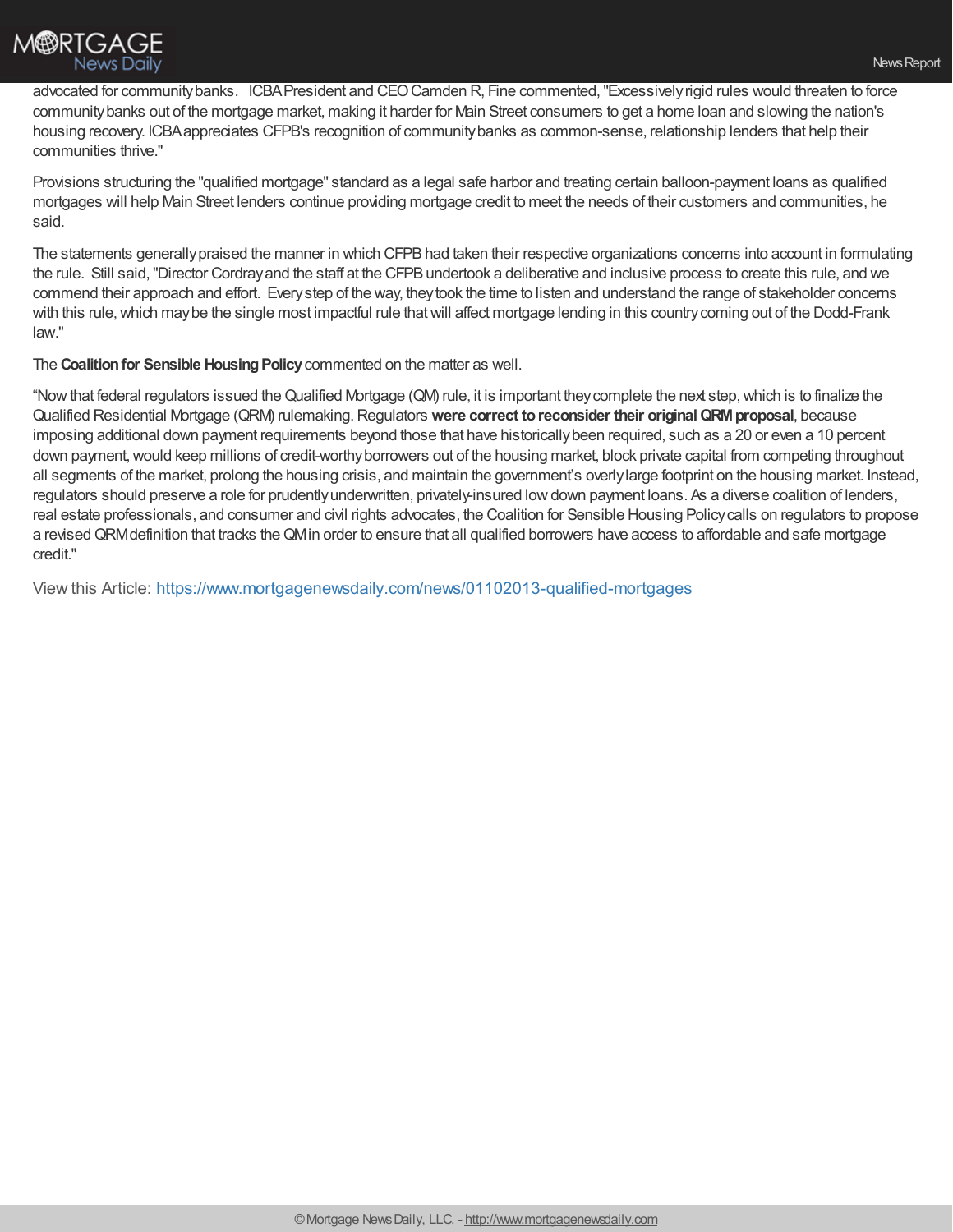advocated for community banks.  ICBA President and CEO Camden R, Fine commented, "Excessively rigid rules would threaten to force community banks out of the mortgage market, making it harder for Main Street consumers to get a home loan and slowing the nation's housing recovery. ICBA appreciates CFPB's recognition of community banks as common-sense, relationship lenders that help their communities thrive."

Provisions structuring the "qualified mortgage" standard as a legal safe harbor and treating certain balloon-payment loans as qualified mortgages will help Main Street lenders continue providing mortgage credit to meet the needs of their customers and communities, he said.

The statements generally praised the manner in which CFPB had taken their respective organizations concerns into account in formulating the rule.  Still said, "Director Cordray and the staff at the CFPB undertook a deliberative and inclusive process to create this rule, and we commend their approach and effort.  Every step of the way, they took the time to listen and understand the range of stakeholder concerns with this rule, which may be the single most impactful rule that will affect mortgage lending in this country coming out of the Dodd-Frank law."

The **Coalition for Sensible Housing Policy** commented on the matter as well.

"Now that federal regulators issued the Qualified Mortgage (QM) rule, it is important they complete the next step, which is to finalize the Qualified Residential Mortgage (QRM) rulemaking. Regulators **were correct to reconsider their original QRM proposal**, because imposing additional down payment requirements beyond those that have historically been required, such as a 20 or even a 10 percent down payment, would keep millions of credit-worthy borrowers out of the housing market, block private capital from competing throughout all segments of the market, prolong the housing crisis, and maintain the government's overly large footprint on the housing market. Instead, regulators should preserve a role for prudently underwritten, privately-insured low down payment loans. As a diverse coalition of lenders, real estate professionals, and consumer and civil rights advocates, the Coalition for Sensible Housing Policy calls on regulators to propose a revised QRM definition that tracks the QM in order to ensure that all qualified borrowers have access to affordable and safe mortgage credit."

View this Article: https://www.mortgagenewsdaily.com/news/01102013-qualified-mortgages